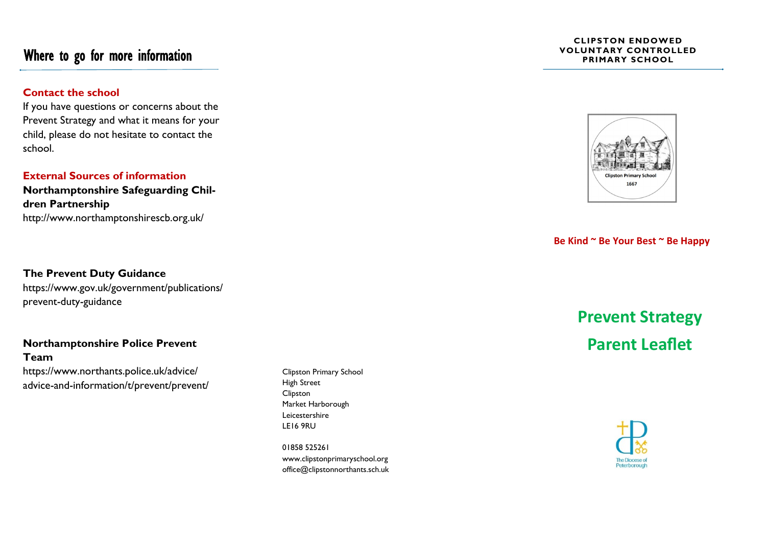## Where to go for more information

**Contact the school**

If you have questions or concerns about the Prevent Strategy and what it means for your child, please do not hesitate to contact the school.

**External Sources of information**

**Northamptonshire Safeguarding Children Partnership**

http://www.northamptonshirescb.org.uk/

**The Prevent Duty Guidance**

https://www.gov.uk/government/publications/prevent-duty-guidance

**Northamptonshire Police Prevent Team**

https://www.northants.police.uk/advice/advice-and-information/t/prevent/prevent/

Clipston Primary School
High Street
Clipston
Market Harborough
Leicestershire
LE16 9RU

01858 525261
www.clipstonprimaryschool.org
office@clipstonnorthants.sch.uk

**CLIPSTON ENDOWED VOLUNTARY CONTROLLED PRIMARY SCHOOL**

Clipston Primary School
1667

**Be Kind ~ Be Your Best ~ Be Happy**

# Prevent Strategy
# Parent Leaflet

The Diocese of Peterborough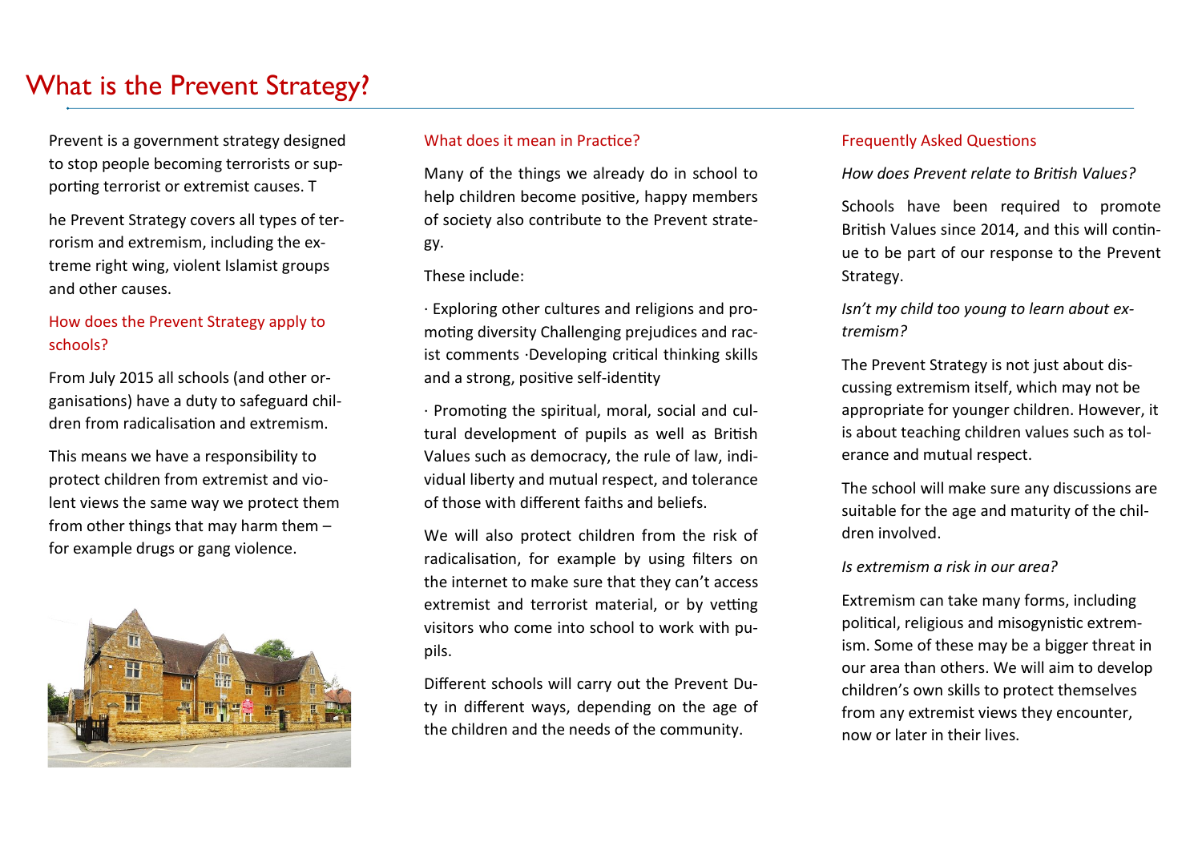# What is the Prevent Strategy?

Prevent is a government strategy designed to stop people becoming terrorists or supporting terrorist or extremist causes. T

he Prevent Strategy covers all types of terrorism and extremism, including the extreme right wing, violent Islamist groups and other causes.

## How does the Prevent Strategy apply to schools?

From July 2015 all schools (and other organisations) have a duty to safeguard children from radicalisation and extremism.

This means we have a responsibility to protect children from extremist and violent views the same way we protect them from other things that may harm them – for example drugs or gang violence.

## What does it mean in Practice?

Many of the things we already do in school to help children become positive, happy members of society also contribute to the Prevent strategy.

These include:

· Exploring other cultures and religions and promoting diversity Challenging prejudices and racist comments ·Developing critical thinking skills and a strong, positive self-identity

· Promoting the spiritual, moral, social and cultural development of pupils as well as British Values such as democracy, the rule of law, individual liberty and mutual respect, and tolerance of those with different faiths and beliefs.

We will also protect children from the risk of radicalisation, for example by using filters on the internet to make sure that they can't access extremist and terrorist material, or by vetting visitors who come into school to work with pupils.

Different schools will carry out the Prevent Duty in different ways, depending on the age of the children and the needs of the community.

## Frequently Asked Questions

*How does Prevent relate to British Values?*

Schools have been required to promote British Values since 2014, and this will continue to be part of our response to the Prevent Strategy.

*Isn't my child too young to learn about extremism?*

The Prevent Strategy is not just about discussing extremism itself, which may not be appropriate for younger children. However, it is about teaching children values such as tolerance and mutual respect.

The school will make sure any discussions are suitable for the age and maturity of the children involved.

*Is extremism a risk in our area?*

Extremism can take many forms, including political, religious and misogynistic extremism. Some of these may be a bigger threat in our area than others. We will aim to develop children's own skills to protect themselves from any extremist views they encounter, now or later in their lives.